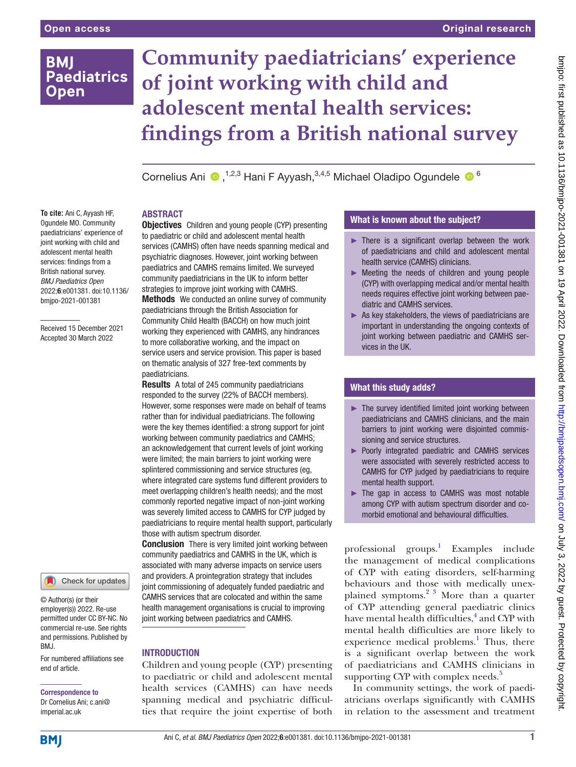# Community paediatricians' experience of joint working with child and adolescent mental health services: findings from a British national survey

Cornelius Ani [1,2,3] Hani F Ayyash,[3,4,5] Michael Oladipo Ogundele [6]

**To cite:** Ani C, Ayyash HF, Ogundele MO. Community paediatricians' experience of joint working with child and adolescent mental health services: findings from a British national survey. *BMJ Paediatrics Open* 2022;**6**:e001381. doi:10.1136/bmjpo-2021-001381

Received 15 December 2021
Accepted 30 March 2022

© Author(s) (or their employer(s)) 2022. Re-use permitted under CC BY-NC. No commercial re-use. See rights and permissions. Published by BMJ.

For numbered affiliations see end of article.

**Correspondence to**
Dr Cornelius Ani; c.ani@imperial.ac.uk

## ABSTRACT

**Objectives** Children and young people (CYP) presenting to paediatric or child and adolescent mental health services (CAMHS) often have needs spanning medical and psychiatric diagnoses. However, joint working between paediatrics and CAMHS remains limited. We surveyed community paediatricians in the UK to inform better strategies to improve joint working with CAMHS.

**Methods** We conducted an online survey of community paediatricians through the British Association for Community Child Health (BACCH) on how much joint working they experienced with CAMHS, any hindrances to more collaborative working, and the impact on service users and service provision. This paper is based on thematic analysis of 327 free-text comments by paediatricians.

**Results** A total of 245 community paediatricians responded to the survey (22% of BACCH members). However, some responses were made on behalf of teams rather than for individual paediatricians. The following were the key themes identified: a strong support for joint working between community paediatrics and CAMHS; an acknowledgement that current levels of joint working were limited; the main barriers to joint working were splintered commissioning and service structures (eg, where integrated care systems fund different providers to meet overlapping children's health needs); and the most commonly reported negative impact of non-joint working was severely limited access to CAMHS for CYP judged by paediatricians to require mental health support, particularly those with autism spectrum disorder.

**Conclusion** There is very limited joint working between community paediatrics and CAMHS in the UK, which is associated with many adverse impacts on service users and providers. A prointegration strategy that includes joint commissioning of adequately funded paediatric and CAMHS services that are colocated and within the same health management organisations is crucial to improving joint working between paediatrics and CAMHS.

### What is known about the subject?

- There is a significant overlap between the work of paediatricians and child and adolescent mental health service (CAMHS) clinicians.
- Meeting the needs of children and young people (CYP) with overlapping medical and/or mental health needs requires effective joint working between paediatric and CAMHS services.
- As key stakeholders, the views of paediatricians are important in understanding the ongoing contexts of joint working between paediatric and CAMHS services in the UK.

### What this study adds?

- The survey identified limited joint working between paediatricians and CAMHS clinicians, and the main barriers to joint working were disjointed commissioning and service structures.
- Poorly integrated paediatric and CAMHS services were associated with severely restricted access to CAMHS for CYP judged by paediatricians to require mental health support.
- The gap in access to CAMHS was most notable among CYP with autism spectrum disorder and co-morbid emotional and behavioural difficulties.

## INTRODUCTION

Children and young people (CYP) presenting to paediatric or child and adolescent mental health services (CAMHS) can have needs spanning medical and psychiatric difficulties that require the joint expertise of both professional groups.[1] Examples include the management of medical complications of CYP with eating disorders, self-harming behaviours and those with medically unexplained symptoms.[2,3] More than a quarter of CYP attending general paediatric clinics have mental health difficulties,[4] and CYP with mental health difficulties are more likely to experience medical problems.[1] Thus, there is a significant overlap between the work of paediatricians and CAMHS clinicians in supporting CYP with complex needs.[5]

In community settings, the work of paediatricians overlaps significantly with CAMHS in relation to the assessment and treatment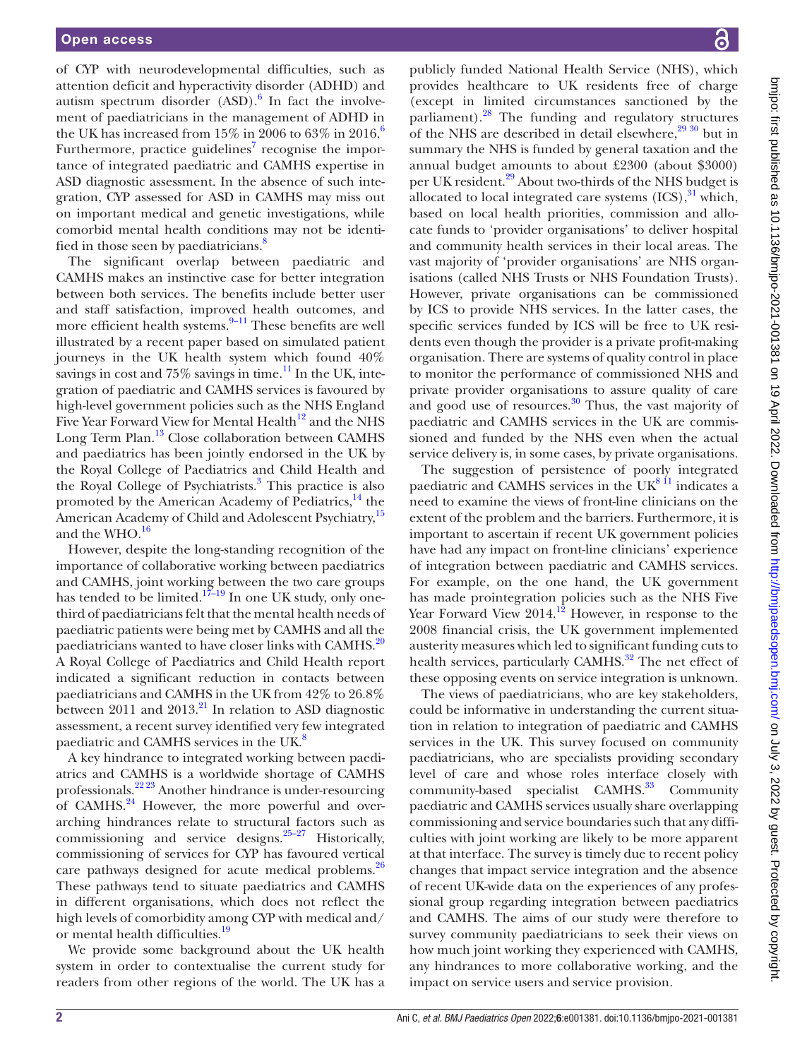of CYP with neurodevelopmental difficulties, such as attention deficit and hyperactivity disorder (ADHD) and autism spectrum disorder (ASD).[6] In fact the involvement of paediatricians in the management of ADHD in the UK has increased from 15% in 2006 to 63% in 2016.[6] Furthermore, practice guidelines[7] recognise the importance of integrated paediatric and CAMHS expertise in ASD diagnostic assessment. In the absence of such integration, CYP assessed for ASD in CAMHS may miss out on important medical and genetic investigations, while comorbid mental health conditions may not be identified in those seen by paediatricians.[8]

The significant overlap between paediatric and CAMHS makes an instinctive case for better integration between both services. The benefits include better user and staff satisfaction, improved health outcomes, and more efficient health systems.[9–11] These benefits are well illustrated by a recent paper based on simulated patient journeys in the UK health system which found 40% savings in cost and 75% savings in time.[11] In the UK, integration of paediatric and CAMHS services is favoured by high-level government policies such as the NHS England Five Year Forward View for Mental Health[12] and the NHS Long Term Plan.[13] Close collaboration between CAMHS and paediatrics has been jointly endorsed in the UK by the Royal College of Paediatrics and Child Health and the Royal College of Psychiatrists.[3] This practice is also promoted by the American Academy of Pediatrics,[14] the American Academy of Child and Adolescent Psychiatry,[15] and the WHO.[16]

However, despite the long-standing recognition of the importance of collaborative working between paediatrics and CAMHS, joint working between the two care groups has tended to be limited.[17–19] In one UK study, only one-third of paediatricians felt that the mental health needs of paediatric patients were being met by CAMHS and all the paediatricians wanted to have closer links with CAMHS.[20] A Royal College of Paediatrics and Child Health report indicated a significant reduction in contacts between paediatricians and CAMHS in the UK from 42% to 26.8% between 2011 and 2013.[21] In relation to ASD diagnostic assessment, a recent survey identified very few integrated paediatric and CAMHS services in the UK.[8]

A key hindrance to integrated working between paediatrics and CAMHS is a worldwide shortage of CAMHS professionals.[22 23] Another hindrance is under-resourcing of CAMHS.[24] However, the more powerful and overarching hindrances relate to structural factors such as commissioning and service designs.[25–27] Historically, commissioning of services for CYP has favoured vertical care pathways designed for acute medical problems.[26] These pathways tend to situate paediatrics and CAMHS in different organisations, which does not reflect the high levels of comorbidity among CYP with medical and/or mental health difficulties.[19]

We provide some background about the UK health system in order to contextualise the current study for readers from other regions of the world. The UK has a publicly funded National Health Service (NHS), which provides healthcare to UK residents free of charge (except in limited circumstances sanctioned by the parliament).[28] The funding and regulatory structures of the NHS are described in detail elsewhere,[29 30] but in summary the NHS is funded by general taxation and the annual budget amounts to about £2300 (about $3000) per UK resident.[29] About two-thirds of the NHS budget is allocated to local integrated care systems (ICS),[31] which, based on local health priorities, commission and allocate funds to 'provider organisations' to deliver hospital and community health services in their local areas. The vast majority of 'provider organisations' are NHS organisations (called NHS Trusts or NHS Foundation Trusts). However, private organisations can be commissioned by ICS to provide NHS services. In the latter cases, the specific services funded by ICS will be free to UK residents even though the provider is a private profit-making organisation. There are systems of quality control in place to monitor the performance of commissioned NHS and private provider organisations to assure quality of care and good use of resources.[30] Thus, the vast majority of paediatric and CAMHS services in the UK are commissioned and funded by the NHS even when the actual service delivery is, in some cases, by private organisations.

The suggestion of persistence of poorly integrated paediatric and CAMHS services in the UK[8 11] indicates a need to examine the views of front-line clinicians on the extent of the problem and the barriers. Furthermore, it is important to ascertain if recent UK government policies have had any impact on front-line clinicians' experience of integration between paediatric and CAMHS services. For example, on the one hand, the UK government has made prointegration policies such as the NHS Five Year Forward View 2014.[12] However, in response to the 2008 financial crisis, the UK government implemented austerity measures which led to significant funding cuts to health services, particularly CAMHS.[32] The net effect of these opposing events on service integration is unknown.

The views of paediatricians, who are key stakeholders, could be informative in understanding the current situation in relation to integration of paediatric and CAMHS services in the UK. This survey focused on community paediatricians, who are specialists providing secondary level of care and whose roles interface closely with community-based specialist CAMHS.[33] Community paediatric and CAMHS services usually share overlapping commissioning and service boundaries such that any difficulties with joint working are likely to be more apparent at that interface. The survey is timely due to recent policy changes that impact service integration and the absence of recent UK-wide data on the experiences of any professional group regarding integration between paediatrics and CAMHS. The aims of our study were therefore to survey community paediatricians to seek their views on how much joint working they experienced with CAMHS, any hindrances to more collaborative working, and the impact on service users and service provision.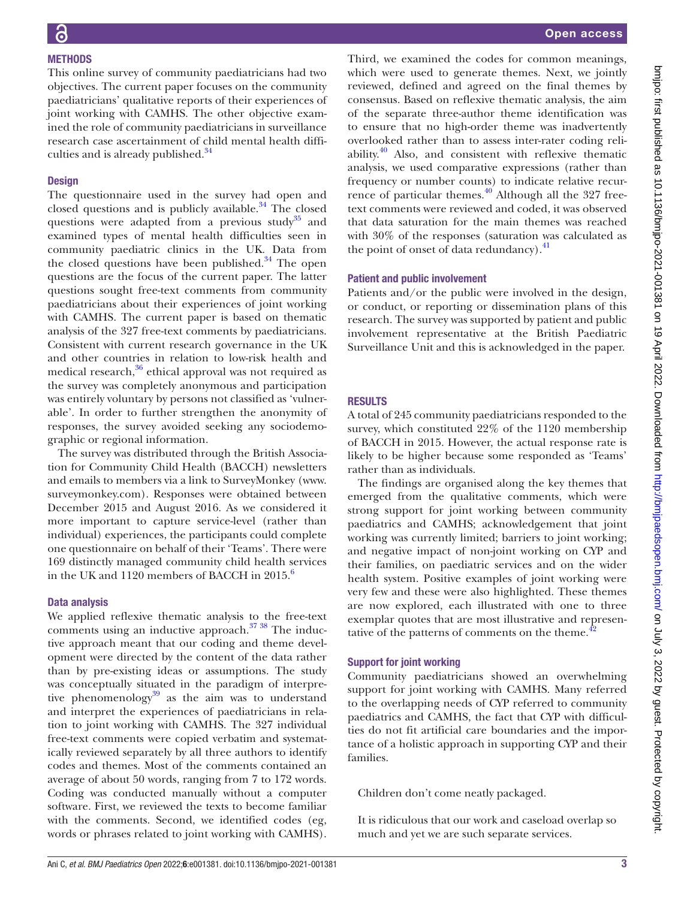## METHODS

This online survey of community paediatricians had two objectives. The current paper focuses on the community paediatricians' qualitative reports of their experiences of joint working with CAMHS. The other objective examined the role of community paediatricians in surveillance research case ascertainment of child mental health difficulties and is already published.[34]

### Design

The questionnaire used in the survey had open and closed questions and is publicly available.[34] The closed questions were adapted from a previous study[35] and examined types of mental health difficulties seen in community paediatric clinics in the UK. Data from the closed questions have been published.[34] The open questions are the focus of the current paper. The latter questions sought free-text comments from community paediatricians about their experiences of joint working with CAMHS. The current paper is based on thematic analysis of the 327 free-text comments by paediatricians. Consistent with current research governance in the UK and other countries in relation to low-risk health and medical research,[36] ethical approval was not required as the survey was completely anonymous and participation was entirely voluntary by persons not classified as 'vulnerable'. In order to further strengthen the anonymity of responses, the survey avoided seeking any sociodemographic or regional information.

The survey was distributed through the British Association for Community Child Health (BACCH) newsletters and emails to members via a link to SurveyMonkey (www.surveymonkey.com). Responses were obtained between December 2015 and August 2016. As we considered it more important to capture service-level (rather than individual) experiences, the participants could complete one questionnaire on behalf of their 'Teams'. There were 169 distinctly managed community child health services in the UK and 1120 members of BACCH in 2015.[6]

### Data analysis

We applied reflexive thematic analysis to the free-text comments using an inductive approach.[37 38] The inductive approach meant that our coding and theme development were directed by the content of the data rather than by pre-existing ideas or assumptions. The study was conceptually situated in the paradigm of interpretive phenomenology[39] as the aim was to understand and interpret the experiences of paediatricians in relation to joint working with CAMHS. The 327 individual free-text comments were copied verbatim and systematically reviewed separately by all three authors to identify codes and themes. Most of the comments contained an average of about 50 words, ranging from 7 to 172 words. Coding was conducted manually without a computer software. First, we reviewed the texts to become familiar with the comments. Second, we identified codes (eg, words or phrases related to joint working with CAMHS). Third, we examined the codes for common meanings, which were used to generate themes. Next, we jointly reviewed, defined and agreed on the final themes by consensus. Based on reflexive thematic analysis, the aim of the separate three-author theme identification was to ensure that no high-order theme was inadvertently overlooked rather than to assess inter-rater coding reliability.[40] Also, and consistent with reflexive thematic analysis, we used comparative expressions (rather than frequency or number counts) to indicate relative recurrence of particular themes.[40] Although all the 327 free-text comments were reviewed and coded, it was observed that data saturation for the main themes was reached with 30% of the responses (saturation was calculated as the point of onset of data redundancy).[41]

### Patient and public involvement

Patients and/or the public were involved in the design, or conduct, or reporting or dissemination plans of this research. The survey was supported by patient and public involvement representative at the British Paediatric Surveillance Unit and this is acknowledged in the paper.

## RESULTS

A total of 245 community paediatricians responded to the survey, which constituted 22% of the 1120 membership of BACCH in 2015. However, the actual response rate is likely to be higher because some responded as 'Teams' rather than as individuals.

The findings are organised along the key themes that emerged from the qualitative comments, which were strong support for joint working between community paediatrics and CAMHS; acknowledgement that joint working was currently limited; barriers to joint working; and negative impact of non-joint working on CYP and their families, on paediatric services and on the wider health system. Positive examples of joint working were very few and these were also highlighted. These themes are now explored, each illustrated with one to three exemplar quotes that are most illustrative and representative of the patterns of comments on the theme.[42]

### Support for joint working

Community paediatricians showed an overwhelming support for joint working with CAMHS. Many referred to the overlapping needs of CYP referred to community paediatrics and CAMHS, the fact that CYP with difficulties do not fit artificial care boundaries and the importance of a holistic approach in supporting CYP and their families.

> Children don't come neatly packaged.
>
> It is ridiculous that our work and caseload overlap so much and yet we are such separate services.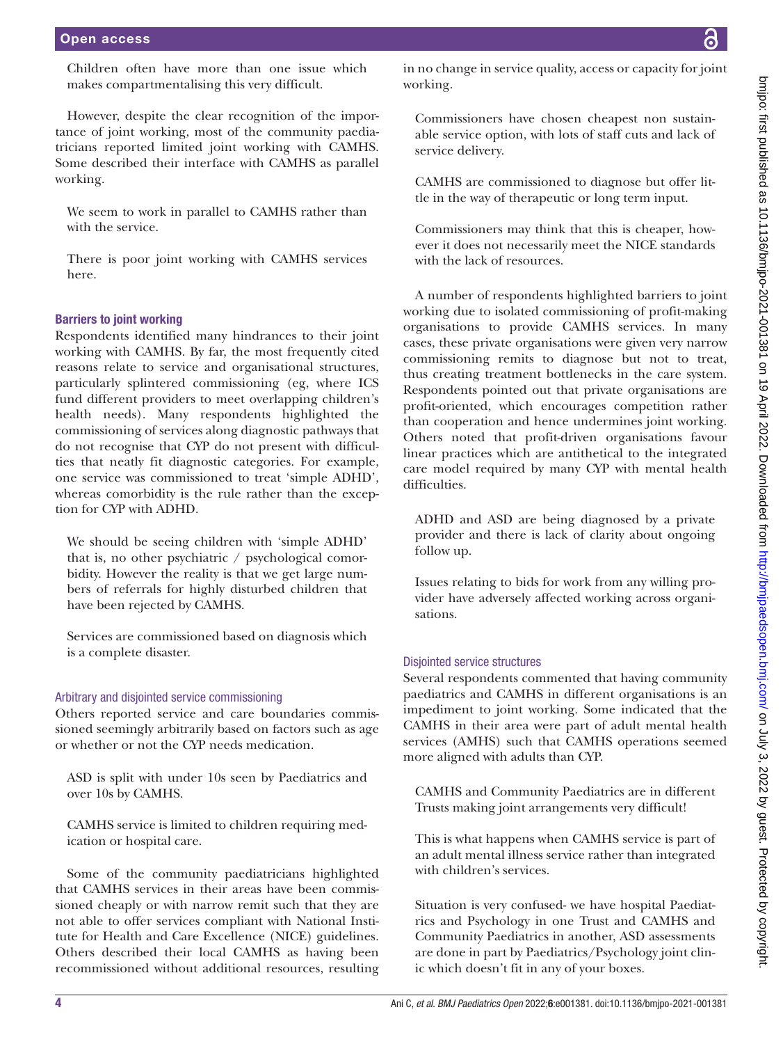Children often have more than one issue which makes compartmentalising this very difficult.

However, despite the clear recognition of the importance of joint working, most of the community paediatricians reported limited joint working with CAMHS. Some described their interface with CAMHS as parallel working.

> We seem to work in parallel to CAMHS rather than with the service.

> There is poor joint working with CAMHS services here.

### Barriers to joint working

Respondents identified many hindrances to their joint working with CAMHS. By far, the most frequently cited reasons relate to service and organisational structures, particularly splintered commissioning (eg, where ICS fund different providers to meet overlapping children's health needs). Many respondents highlighted the commissioning of services along diagnostic pathways that do not recognise that CYP do not present with difficulties that neatly fit diagnostic categories. For example, one service was commissioned to treat 'simple ADHD', whereas comorbidity is the rule rather than the exception for CYP with ADHD.

> We should be seeing children with 'simple ADHD' that is, no other psychiatric / psychological comorbidity. However the reality is that we get large numbers of referrals for highly disturbed children that have been rejected by CAMHS.

> Services are commissioned based on diagnosis which is a complete disaster.

#### Arbitrary and disjointed service commissioning

Others reported service and care boundaries commissioned seemingly arbitrarily based on factors such as age or whether or not the CYP needs medication.

> ASD is split with under 10s seen by Paediatrics and over 10s by CAMHS.

> CAMHS service is limited to children requiring medication or hospital care.

Some of the community paediatricians highlighted that CAMHS services in their areas have been commissioned cheaply or with narrow remit such that they are not able to offer services compliant with National Institute for Health and Care Excellence (NICE) guidelines. Others described their local CAMHS as having been recommissioned without additional resources, resulting in no change in service quality, access or capacity for joint working.

> Commissioners have chosen cheapest non sustainable service option, with lots of staff cuts and lack of service delivery.

> CAMHS are commissioned to diagnose but offer little in the way of therapeutic or long term input.

> Commissioners may think that this is cheaper, however it does not necessarily meet the NICE standards with the lack of resources.

A number of respondents highlighted barriers to joint working due to isolated commissioning of profit-making organisations to provide CAMHS services. In many cases, these private organisations were given very narrow commissioning remits to diagnose but not to treat, thus creating treatment bottlenecks in the care system. Respondents pointed out that private organisations are profit-oriented, which encourages competition rather than cooperation and hence undermines joint working. Others noted that profit-driven organisations favour linear practices which are antithetical to the integrated care model required by many CYP with mental health difficulties.

> ADHD and ASD are being diagnosed by a private provider and there is lack of clarity about ongoing follow up.

> Issues relating to bids for work from any willing provider have adversely affected working across organisations.

#### Disjointed service structures

Several respondents commented that having community paediatrics and CAMHS in different organisations is an impediment to joint working. Some indicated that the CAMHS in their area were part of adult mental health services (AMHS) such that CAMHS operations seemed more aligned with adults than CYP.

> CAMHS and Community Paediatrics are in different Trusts making joint arrangements very difficult!

> This is what happens when CAMHS service is part of an adult mental illness service rather than integrated with children's services.

> Situation is very confused- we have hospital Paediatrics and Psychology in one Trust and CAMHS and Community Paediatrics in another, ASD assessments are done in part by Paediatrics/Psychology joint clinic which doesn't fit in any of your boxes.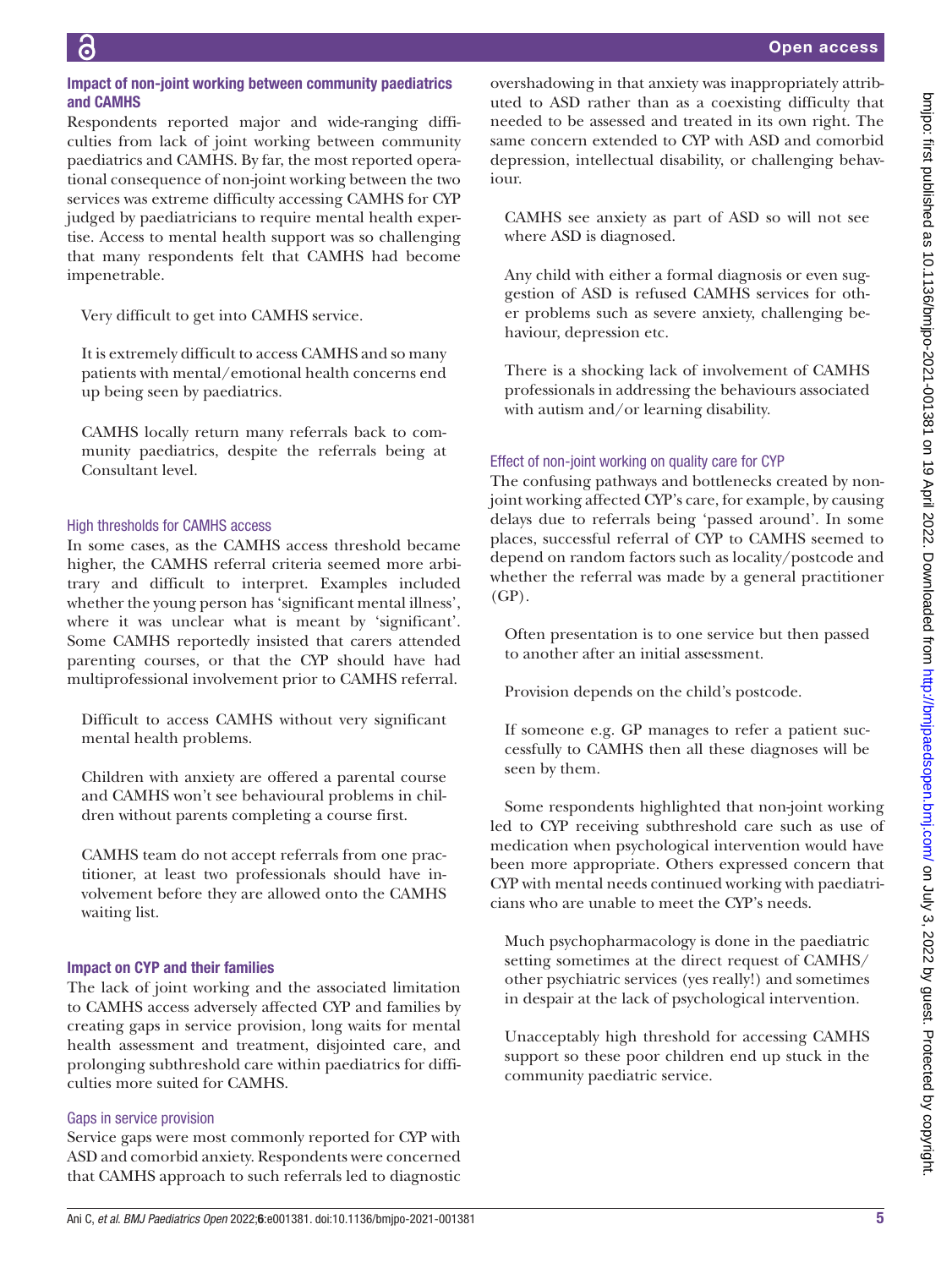### Impact of non-joint working between community paediatrics and CAMHS

Respondents reported major and wide-ranging difficulties from lack of joint working between community paediatrics and CAMHS. By far, the most reported operational consequence of non-joint working between the two services was extreme difficulty accessing CAMHS for CYP judged by paediatricians to require mental health expertise. Access to mental health support was so challenging that many respondents felt that CAMHS had become impenetrable.

> Very difficult to get into CAMHS service.

> It is extremely difficult to access CAMHS and so many patients with mental/emotional health concerns end up being seen by paediatrics.

> CAMHS locally return many referrals back to community paediatrics, despite the referrals being at Consultant level.

#### High thresholds for CAMHS access

In some cases, as the CAMHS access threshold became higher, the CAMHS referral criteria seemed more arbitrary and difficult to interpret. Examples included whether the young person has 'significant mental illness', where it was unclear what is meant by 'significant'. Some CAMHS reportedly insisted that carers attended parenting courses, or that the CYP should have had multiprofessional involvement prior to CAMHS referral.

> Difficult to access CAMHS without very significant mental health problems.

> Children with anxiety are offered a parental course and CAMHS won't see behavioural problems in children without parents completing a course first.

> CAMHS team do not accept referrals from one practitioner, at least two professionals should have involvement before they are allowed onto the CAMHS waiting list.

### Impact on CYP and their families

The lack of joint working and the associated limitation to CAMHS access adversely affected CYP and families by creating gaps in service provision, long waits for mental health assessment and treatment, disjointed care, and prolonging subthreshold care within paediatrics for difficulties more suited for CAMHS.

#### Gaps in service provision

Service gaps were most commonly reported for CYP with ASD and comorbid anxiety. Respondents were concerned that CAMHS approach to such referrals led to diagnostic overshadowing in that anxiety was inappropriately attributed to ASD rather than as a coexisting difficulty that needed to be assessed and treated in its own right. The same concern extended to CYP with ASD and comorbid depression, intellectual disability, or challenging behaviour.

> CAMHS see anxiety as part of ASD so will not see where ASD is diagnosed.

> Any child with either a formal diagnosis or even suggestion of ASD is refused CAMHS services for other problems such as severe anxiety, challenging behaviour, depression etc.

> There is a shocking lack of involvement of CAMHS professionals in addressing the behaviours associated with autism and/or learning disability.

#### Effect of non-joint working on quality care for CYP

The confusing pathways and bottlenecks created by non-joint working affected CYP's care, for example, by causing delays due to referrals being 'passed around'. In some places, successful referral of CYP to CAMHS seemed to depend on random factors such as locality/postcode and whether the referral was made by a general practitioner (GP).

> Often presentation is to one service but then passed to another after an initial assessment.

> Provision depends on the child's postcode.

> If someone e.g. GP manages to refer a patient successfully to CAMHS then all these diagnoses will be seen by them.

Some respondents highlighted that non-joint working led to CYP receiving subthreshold care such as use of medication when psychological intervention would have been more appropriate. Others expressed concern that CYP with mental needs continued working with paediatricians who are unable to meet the CYP's needs.

> Much psychopharmacology is done in the paediatric setting sometimes at the direct request of CAMHS/other psychiatric services (yes really!) and sometimes in despair at the lack of psychological intervention.

> Unacceptably high threshold for accessing CAMHS support so these poor children end up stuck in the community paediatric service.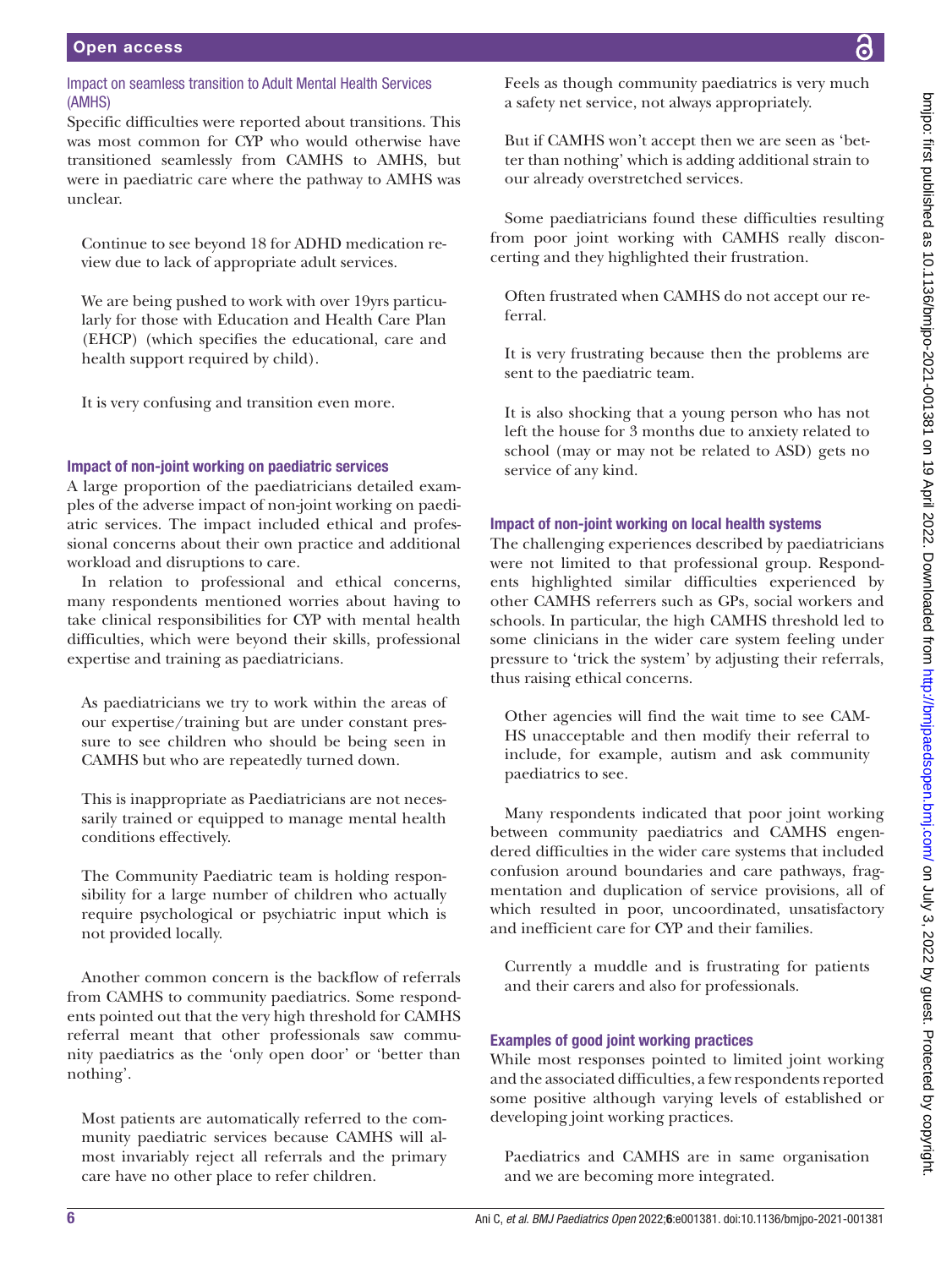### Impact on seamless transition to Adult Mental Health Services (AMHS)

Specific difficulties were reported about transitions. This was most common for CYP who would otherwise have transitioned seamlessly from CAMHS to AMHS, but were in paediatric care where the pathway to AMHS was unclear.

> Continue to see beyond 18 for ADHD medication review due to lack of appropriate adult services.

> We are being pushed to work with over 19yrs particularly for those with Education and Health Care Plan (EHCP) (which specifies the educational, care and health support required by child).

> It is very confusing and transition even more.

## Impact of non-joint working on paediatric services

A large proportion of the paediatricians detailed examples of the adverse impact of non-joint working on paediatric services. The impact included ethical and professional concerns about their own practice and additional workload and disruptions to care.

In relation to professional and ethical concerns, many respondents mentioned worries about having to take clinical responsibilities for CYP with mental health difficulties, which were beyond their skills, professional expertise and training as paediatricians.

> As paediatricians we try to work within the areas of our expertise/training but are under constant pressure to see children who should be being seen in CAMHS but who are repeatedly turned down.

> This is inappropriate as Paediatricians are not necessarily trained or equipped to manage mental health conditions effectively.

> The Community Paediatric team is holding responsibility for a large number of children who actually require psychological or psychiatric input which is not provided locally.

Another common concern is the backflow of referrals from CAMHS to community paediatrics. Some respondents pointed out that the very high threshold for CAMHS referral meant that other professionals saw community paediatrics as the 'only open door' or 'better than nothing'.

> Most patients are automatically referred to the community paediatric services because CAMHS will almost invariably reject all referrals and the primary care have no other place to refer children.

> Feels as though community paediatrics is very much a safety net service, not always appropriately.

> But if CAMHS won't accept then we are seen as 'better than nothing' which is adding additional strain to our already overstretched services.

Some paediatricians found these difficulties resulting from poor joint working with CAMHS really disconcerting and they highlighted their frustration.

> Often frustrated when CAMHS do not accept our referral.

> It is very frustrating because then the problems are sent to the paediatric team.

> It is also shocking that a young person who has not left the house for 3 months due to anxiety related to school (may or may not be related to ASD) gets no service of any kind.

## Impact of non-joint working on local health systems

The challenging experiences described by paediatricians were not limited to that professional group. Respondents highlighted similar difficulties experienced by other CAMHS referrers such as GPs, social workers and schools. In particular, the high CAMHS threshold led to some clinicians in the wider care system feeling under pressure to 'trick the system' by adjusting their referrals, thus raising ethical concerns.

> Other agencies will find the wait time to see CAMHS unacceptable and then modify their referral to include, for example, autism and ask community paediatrics to see.

Many respondents indicated that poor joint working between community paediatrics and CAMHS engendered difficulties in the wider care systems that included confusion around boundaries and care pathways, fragmentation and duplication of service provisions, all of which resulted in poor, uncoordinated, unsatisfactory and inefficient care for CYP and their families.

> Currently a muddle and is frustrating for patients and their carers and also for professionals.

## Examples of good joint working practices

While most responses pointed to limited joint working and the associated difficulties, a few respondents reported some positive although varying levels of established or developing joint working practices.

> Paediatrics and CAMHS are in same organisation and we are becoming more integrated.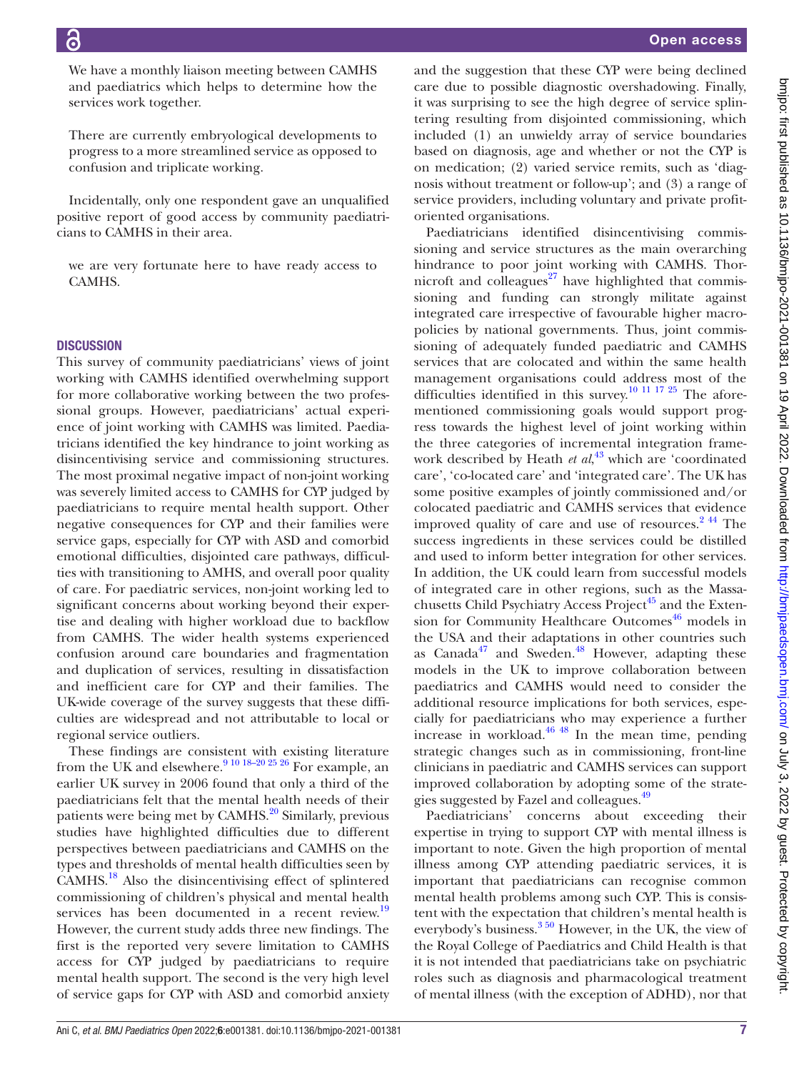We have a monthly liaison meeting between CAMHS and paediatrics which helps to determine how the services work together.

There are currently embryological developments to progress to a more streamlined service as opposed to confusion and triplicate working.

Incidentally, only one respondent gave an unqualified positive report of good access by community paediatricians to CAMHS in their area.

we are very fortunate here to have ready access to CAMHS.

## DISCUSSION

This survey of community paediatricians' views of joint working with CAMHS identified overwhelming support for more collaborative working between the two professional groups. However, paediatricians' actual experience of joint working with CAMHS was limited. Paediatricians identified the key hindrance to joint working as disincentivising service and commissioning structures. The most proximal negative impact of non-joint working was severely limited access to CAMHS for CYP judged by paediatricians to require mental health support. Other negative consequences for CYP and their families were service gaps, especially for CYP with ASD and comorbid emotional difficulties, disjointed care pathways, difficulties with transitioning to AMHS, and overall poor quality of care. For paediatric services, non-joint working led to significant concerns about working beyond their expertise and dealing with higher workload due to backflow from CAMHS. The wider health systems experienced confusion around care boundaries and fragmentation and duplication of services, resulting in dissatisfaction and inefficient care for CYP and their families. The UK-wide coverage of the survey suggests that these difficulties are widespread and not attributable to local or regional service outliers.

These findings are consistent with existing literature from the UK and elsewhere.[9 10 18–20 25 26] For example, an earlier UK survey in 2006 found that only a third of the paediatricians felt that the mental health needs of their patients were being met by CAMHS.[20] Similarly, previous studies have highlighted difficulties due to different perspectives between paediatricians and CAMHS on the types and thresholds of mental health difficulties seen by CAMHS.[18] Also the disincentivising effect of splintered commissioning of children's physical and mental health services has been documented in a recent review.[19] However, the current study adds three new findings. The first is the reported very severe limitation to CAMHS access for CYP judged by paediatricians to require mental health support. The second is the very high level of service gaps for CYP with ASD and comorbid anxiety and the suggestion that these CYP were being declined care due to possible diagnostic overshadowing. Finally, it was surprising to see the high degree of service splintering resulting from disjointed commissioning, which included (1) an unwieldy array of service boundaries based on diagnosis, age and whether or not the CYP is on medication; (2) varied service remits, such as 'diagnosis without treatment or follow-up'; and (3) a range of service providers, including voluntary and private profit-oriented organisations.

Paediatricians identified disincentivising commissioning and service structures as the main overarching hindrance to poor joint working with CAMHS. Thornicroft and colleagues[27] have highlighted that commissioning and funding can strongly militate against integrated care irrespective of favourable higher macro-policies by national governments. Thus, joint commissioning of adequately funded paediatric and CAMHS services that are colocated and within the same health management organisations could address most of the difficulties identified in this survey.[10 11 17 25] The aforementioned commissioning goals would support progress towards the highest level of joint working within the three categories of incremental integration framework described by Heath *et al*,[43] which are 'coordinated care', 'co-located care' and 'integrated care'. The UK has some positive examples of jointly commissioned and/or colocated paediatric and CAMHS services that evidence improved quality of care and use of resources.[2 44] The success ingredients in these services could be distilled and used to inform better integration for other services. In addition, the UK could learn from successful models of integrated care in other regions, such as the Massachusetts Child Psychiatry Access Project[45] and the Extension for Community Healthcare Outcomes[46] models in the USA and their adaptations in other countries such as Canada[47] and Sweden.[48] However, adapting these models in the UK to improve collaboration between paediatrics and CAMHS would need to consider the additional resource implications for both services, especially for paediatricians who may experience a further increase in workload.[46 48] In the mean time, pending strategic changes such as in commissioning, front-line clinicians in paediatric and CAMHS services can support improved collaboration by adopting some of the strategies suggested by Fazel and colleagues.[49]

Paediatricians' concerns about exceeding their expertise in trying to support CYP with mental illness is important to note. Given the high proportion of mental illness among CYP attending paediatric services, it is important that paediatricians can recognise common mental health problems among such CYP. This is consistent with the expectation that children's mental health is everybody's business.[3 50] However, in the UK, the view of the Royal College of Paediatrics and Child Health is that it is not intended that paediatricians take on psychiatric roles such as diagnosis and pharmacological treatment of mental illness (with the exception of ADHD), nor that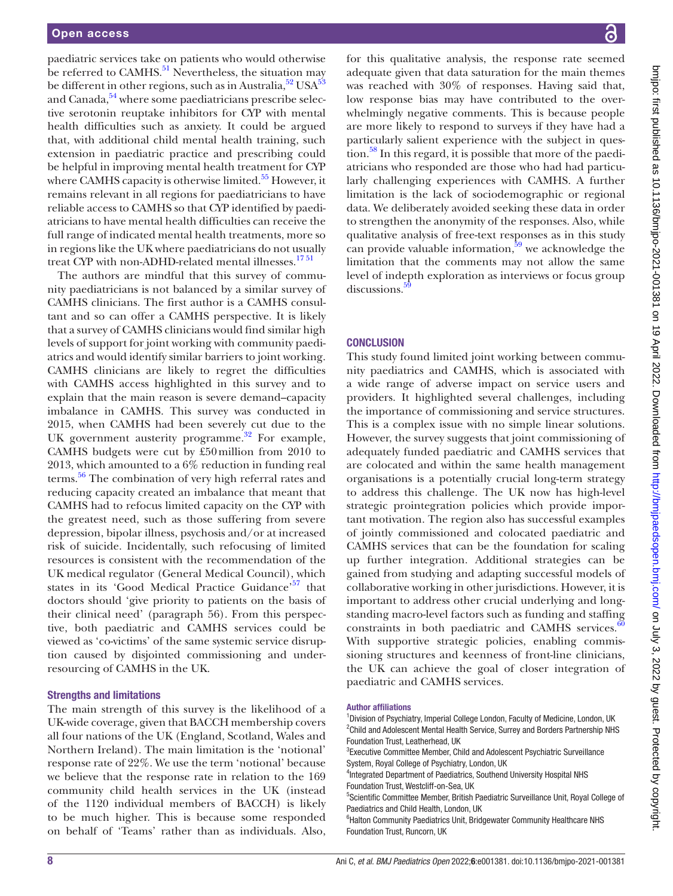paediatric services take on patients who would otherwise be referred to CAMHS.[51] Nevertheless, the situation may be different in other regions, such as in Australia,[52] USA[53] and Canada,[54] where some paediatricians prescribe selective serotonin reuptake inhibitors for CYP with mental health difficulties such as anxiety. It could be argued that, with additional child mental health training, such extension in paediatric practice and prescribing could be helpful in improving mental health treatment for CYP where CAMHS capacity is otherwise limited.[55] However, it remains relevant in all regions for paediatricians to have reliable access to CAMHS so that CYP identified by paediatricians to have mental health difficulties can receive the full range of indicated mental health treatments, more so in regions like the UK where paediatricians do not usually treat CYP with non-ADHD-related mental illnesses.[17 51]

The authors are mindful that this survey of community paediatricians is not balanced by a similar survey of CAMHS clinicians. The first author is a CAMHS consultant and so can offer a CAMHS perspective. It is likely that a survey of CAMHS clinicians would find similar high levels of support for joint working with community paediatrics and would identify similar barriers to joint working. CAMHS clinicians are likely to regret the difficulties with CAMHS access highlighted in this survey and to explain that the main reason is severe demand–capacity imbalance in CAMHS. This survey was conducted in 2015, when CAMHS had been severely cut due to the UK government austerity programme.[32] For example, CAMHS budgets were cut by £50 million from 2010 to 2013, which amounted to a 6% reduction in funding real terms.[56] The combination of very high referral rates and reducing capacity created an imbalance that meant that CAMHS had to refocus limited capacity on the CYP with the greatest need, such as those suffering from severe depression, bipolar illness, psychosis and/or at increased risk of suicide. Incidentally, such refocusing of limited resources is consistent with the recommendation of the UK medical regulator (General Medical Council), which states in its 'Good Medical Practice Guidance'[57] that doctors should 'give priority to patients on the basis of their clinical need' (paragraph 56). From this perspective, both paediatric and CAMHS services could be viewed as 'co-victims' of the same systemic service disruption caused by disjointed commissioning and under-resourcing of CAMHS in the UK.

### Strengths and limitations

The main strength of this survey is the likelihood of a UK-wide coverage, given that BACCH membership covers all four nations of the UK (England, Scotland, Wales and Northern Ireland). The main limitation is the 'notional' response rate of 22%. We use the term 'notional' because we believe that the response rate in relation to the 169 community child health services in the UK (instead of the 1120 individual members of BACCH) is likely to be much higher. This is because some responded on behalf of 'Teams' rather than as individuals. Also, for this qualitative analysis, the response rate seemed adequate given that data saturation for the main themes was reached with 30% of responses. Having said that, low response bias may have contributed to the overwhelmingly negative comments. This is because people are more likely to respond to surveys if they have had a particularly salient experience with the subject in question.[58] In this regard, it is possible that more of the paediatricians who responded are those who had had particularly challenging experiences with CAMHS. A further limitation is the lack of sociodemographic or regional data. We deliberately avoided seeking these data in order to strengthen the anonymity of the responses. Also, while qualitative analysis of free-text responses as in this study can provide valuable information,[59] we acknowledge the limitation that the comments may not allow the same level of indepth exploration as interviews or focus group discussions.[59]

## CONCLUSION

This study found limited joint working between community paediatrics and CAMHS, which is associated with a wide range of adverse impact on service users and providers. It highlighted several challenges, including the importance of commissioning and service structures. This is a complex issue with no simple linear solutions. However, the survey suggests that joint commissioning of adequately funded paediatric and CAMHS services that are colocated and within the same health management organisations is a potentially crucial long-term strategy to address this challenge. The UK now has high-level strategic prointegration policies which provide important motivation. The region also has successful examples of jointly commissioned and colocated paediatric and CAMHS services that can be the foundation for scaling up further integration. Additional strategies can be gained from studying and adapting successful models of collaborative working in other jurisdictions. However, it is important to address other crucial underlying and long-standing macro-level factors such as funding and staffing constraints in both paediatric and CAMHS services.[60] With supportive strategic policies, enabling commissioning structures and keenness of front-line clinicians, the UK can achieve the goal of closer integration of paediatric and CAMHS services.

#### Author affiliations

[1]Division of Psychiatry, Imperial College London, Faculty of Medicine, London, UK
[2]Child and Adolescent Mental Health Service, Surrey and Borders Partnership NHS Foundation Trust, Leatherhead, UK
[3]Executive Committee Member, Child and Adolescent Psychiatric Surveillance System, Royal College of Psychiatry, London, UK
[4]Integrated Department of Paediatrics, Southend University Hospital NHS Foundation Trust, Westcliff-on-Sea, UK
[5]Scientific Committee Member, British Paediatric Surveillance Unit, Royal College of Paediatrics and Child Health, London, UK
[6]Halton Community Paediatrics Unit, Bridgewater Community Healthcare NHS Foundation Trust, Runcorn, UK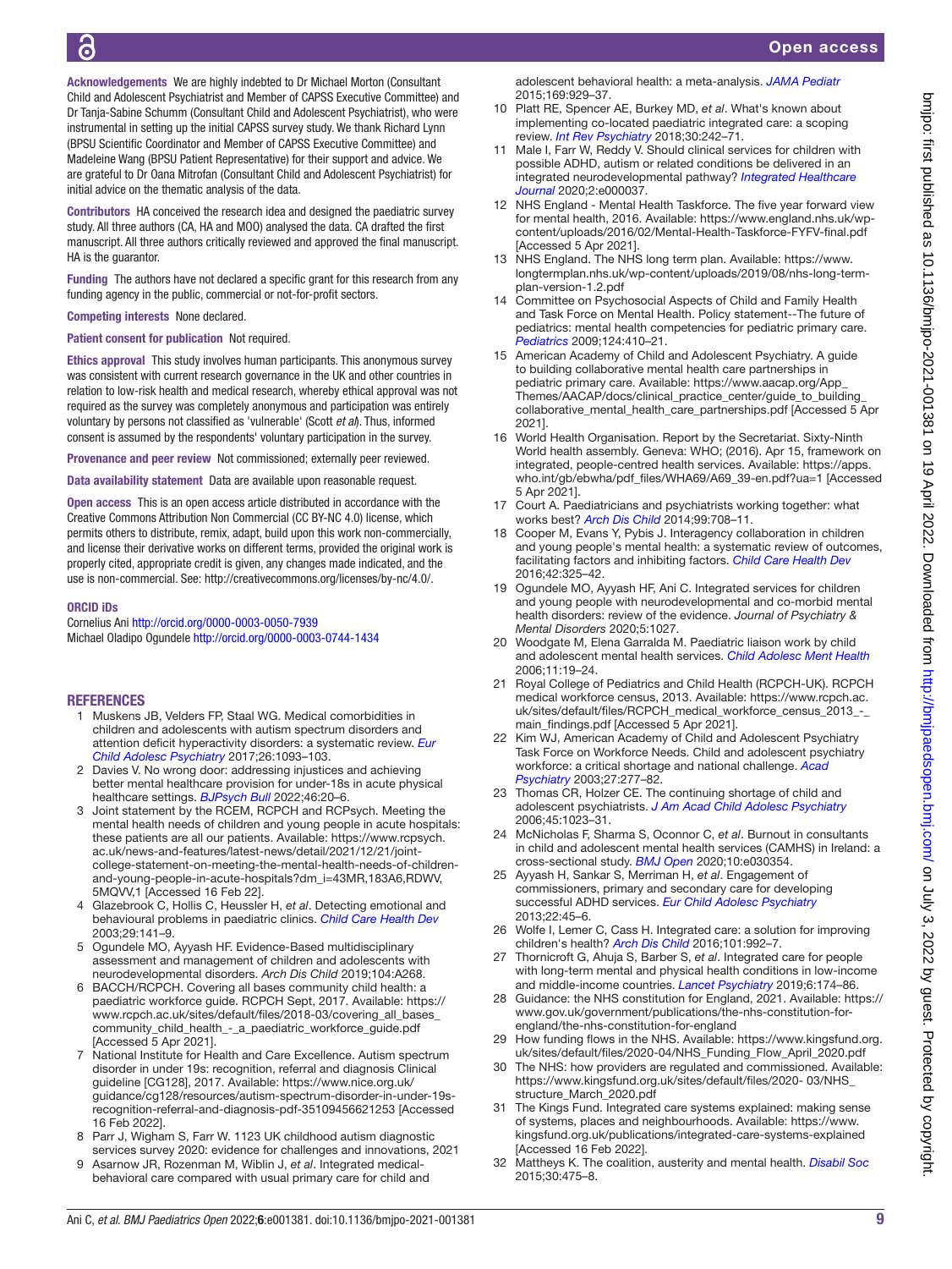**Acknowledgements** We are highly indebted to Dr Michael Morton (Consultant Child and Adolescent Psychiatrist and Member of CAPSS Executive Committee) and Dr Tanja-Sabine Schumm (Consultant Child and Adolescent Psychiatrist), who were instrumental in setting up the initial CAPSS survey study. We thank Richard Lynn (BPSU Scientific Coordinator and Member of CAPSS Executive Committee) and Madeleine Wang (BPSU Patient Representative) for their support and advice. We are grateful to Dr Oana Mitrofan (Consultant Child and Adolescent Psychiatrist) for initial advice on the thematic analysis of the data.

**Contributors** HA conceived the research idea and designed the paediatric survey study. All three authors (CA, HA and MOO) analysed the data. CA drafted the first manuscript. All three authors critically reviewed and approved the final manuscript. HA is the guarantor.

**Funding** The authors have not declared a specific grant for this research from any funding agency in the public, commercial or not-for-profit sectors.

**Competing interests** None declared.

**Patient consent for publication** Not required.

**Ethics approval** This study involves human participants. This anonymous survey was consistent with current research governance in the UK and other countries in relation to low-risk health and medical research, whereby ethical approval was not required as the survey was completely anonymous and participation was entirely voluntary by persons not classified as 'vulnerable' (Scott *et al*). Thus, informed consent is assumed by the respondents' voluntary participation in the survey.

**Provenance and peer review** Not commissioned; externally peer reviewed.

**Data availability statement** Data are available upon reasonable request.

**Open access** This is an open access article distributed in accordance with the Creative Commons Attribution Non Commercial (CC BY-NC 4.0) license, which permits others to distribute, remix, adapt, build upon this work non-commercially, and license their derivative works on different terms, provided the original work is properly cited, appropriate credit is given, any changes made indicated, and the use is non-commercial. See: http://creativecommons.org/licenses/by-nc/4.0/.

**ORCID iDs**

Cornelius Ani http://orcid.org/0000-0003-0050-7939
Michael Oladipo Ogundele http://orcid.org/0000-0003-0744-1434

## REFERENCES

1. Muskens JB, Velders FP, Staal WG. Medical comorbidities in children and adolescents with autism spectrum disorders and attention deficit hyperactivity disorders: a systematic review. *Eur Child Adolesc Psychiatry* 2017;26:1093–103.
2. Davies V. No wrong door: addressing injustices and achieving better mental healthcare provision for under-18s in acute physical healthcare settings. *BJPsych Bull* 2022;46:20–6.
3. Joint statement by the RCEM, RCPCH and RCPsych. Meeting the mental health needs of children and young people in acute hospitals: these patients are all our patients. Available: https://www.rcpsych.ac.uk/news-and-features/latest-news/detail/2021/12/21/joint-college-statement-on-meeting-the-mental-health-needs-of-children-and-young-people-in-acute-hospitals?dm_i=43MR,183A6,RDWV,5MQVV,1 [Accessed 16 Feb 22].
4. Glazebrook C, Hollis C, Heussler H, *et al*. Detecting emotional and behavioural problems in paediatric clinics. *Child Care Health Dev* 2003;29:141–9.
5. Ogundele MO, Ayyash HF. Evidence-Based multidisciplinary assessment and management of children and adolescents with neurodevelopmental disorders. *Arch Dis Child* 2019;104:A268.
6. BACCH/RCPCH. Covering all bases community child health: a paediatric workforce guide. RCPCH Sept, 2017. Available: https://www.rcpch.ac.uk/sites/default/files/2018-03/covering_all_bases_community_child_health_-_a_paediatric_workforce_guide.pdf [Accessed 5 Apr 2021].
7. National Institute for Health and Care Excellence. Autism spectrum disorder in under 19s: recognition, referral and diagnosis Clinical guideline [CG128], 2017. Available: https://www.nice.org.uk/guidance/cg128/resources/autism-spectrum-disorder-in-under-19s-recognition-referral-and-diagnosis-pdf-35109456621253 [Accessed 16 Feb 2022].
8. Parr J, Wigham S, Farr W. 1123 UK childhood autism diagnostic services survey 2020: evidence for challenges and innovations, 2021
9. Asarnow JR, Rozenman M, Wiblin J, *et al*. Integrated medical-behavioral care compared with usual primary care for child and adolescent behavioral health: a meta-analysis. *JAMA Pediatr* 2015;169:929–37.
10. Platt RE, Spencer AE, Burkey MD, *et al*. What's known about implementing co-located paediatric integrated care: a scoping review. *Int Rev Psychiatry* 2018;30:242–71.
11. Male I, Farr W, Reddy V. Should clinical services for children with possible ADHD, autism or related conditions be delivered in an integrated neurodevelopmental pathway? *Integrated Healthcare Journal* 2020;2:e000037.
12. NHS England - Mental Health Taskforce. The five year forward view for mental health, 2016. Available: https://www.england.nhs.uk/wp-content/uploads/2016/02/Mental-Health-Taskforce-FYFV-final.pdf [Accessed 5 Apr 2021].
13. NHS England. The NHS long term plan. Available: https://www.longtermplan.nhs.uk/wp-content/uploads/2019/08/nhs-long-term-plan-version-1.2.pdf
14. Committee on Psychosocial Aspects of Child and Family Health and Task Force on Mental Health. Policy statement--The future of pediatrics: mental health competencies for pediatric primary care. *Pediatrics* 2009;124:410–21.
15. American Academy of Child and Adolescent Psychiatry. A guide to building collaborative mental health care partnerships in pediatric primary care. Available: https://www.aacap.org/App_Themes/AACAP/docs/clinical_practice_center/guide_to_building_collaborative_mental_health_care_partnerships.pdf [Accessed 5 Apr 2021].
16. World Health Organisation. Report by the Secretariat. Sixty-Ninth World health assembly. Geneva: WHO; (2016). Apr 15, framework on integrated, people-centred health services. Available: https://apps.who.int/gb/ebwha/pdf_files/WHA69/A69_39-en.pdf?ua=1 [Accessed 5 Apr 2021].
17. Court A. Paediatricians and psychiatrists working together: what works best? *Arch Dis Child* 2014;99:708–11.
18. Cooper M, Evans Y, Pybis J. Interagency collaboration in children and young people's mental health: a systematic review of outcomes, facilitating factors and inhibiting factors. *Child Care Health Dev* 2016;42:325–42.
19. Ogundele MO, Ayyash HF, Ani C. Integrated services for children and young people with neurodevelopmental and co-morbid mental health disorders: review of the evidence. *Journal of Psychiatry & Mental Disorders* 2020;5:1027.
20. Woodgate M, Elena Garralda M. Paediatric liaison work by child and adolescent mental health services. *Child Adolesc Ment Health* 2006;11:19–24.
21. Royal College of Pediatrics and Child Health (RCPCH-UK). RCPCH medical workforce census, 2013. Available: https://www.rcpch.ac.uk/sites/default/files/RCPCH_medical_workforce_census_2013_-_main_findings.pdf [Accessed 5 Apr 2021].
22. Kim WJ, American Academy of Child and Adolescent Psychiatry Task Force on Workforce Needs. Child and adolescent psychiatry workforce: a critical shortage and national challenge. *Acad Psychiatry* 2003;27:277–82.
23. Thomas CR, Holzer CE. The continuing shortage of child and adolescent psychiatrists. *J Am Acad Child Adolesc Psychiatry* 2006;45:1023–31.
24. McNicholas F, Sharma S, Oconnor C, *et al*. Burnout in consultants in child and adolescent mental health services (CAMHS) in Ireland: a cross-sectional study. *BMJ Open* 2020;10:e030354.
25. Ayyash H, Sankar S, Merriman H, *et al*. Engagement of commissioners, primary and secondary care for developing successful ADHD services. *Eur Child Adolesc Psychiatry* 2013;22:45–6.
26. Wolfe I, Lemer C, Cass H. Integrated care: a solution for improving children's health? *Arch Dis Child* 2016;101:992–7.
27. Thornicroft G, Ahuja S, Barber S, *et al*. Integrated care for people with long-term mental and physical health conditions in low-income and middle-income countries. *Lancet Psychiatry* 2019;6:174–86.
28. Guidance: the NHS constitution for England, 2021. Available: https://www.gov.uk/government/publications/the-nhs-constitution-for-england/the-nhs-constitution-for-england
29. How funding flows in the NHS. Available: https://www.kingsfund.org.uk/sites/default/files/2020-04/NHS_Funding_Flow_April_2020.pdf
30. The NHS: how providers are regulated and commissioned. Available: https://www.kingsfund.org.uk/sites/default/files/2020- 03/NHS_structure_March_2020.pdf
31. The Kings Fund. Integrated care systems explained: making sense of systems, places and neighbourhoods. Available: https://www.kingsfund.org.uk/publications/integrated-care-systems-explained [Accessed 16 Feb 2022].
32. Mattheys K. The coalition, austerity and mental health. *Disabil Soc* 2015;30:475–8.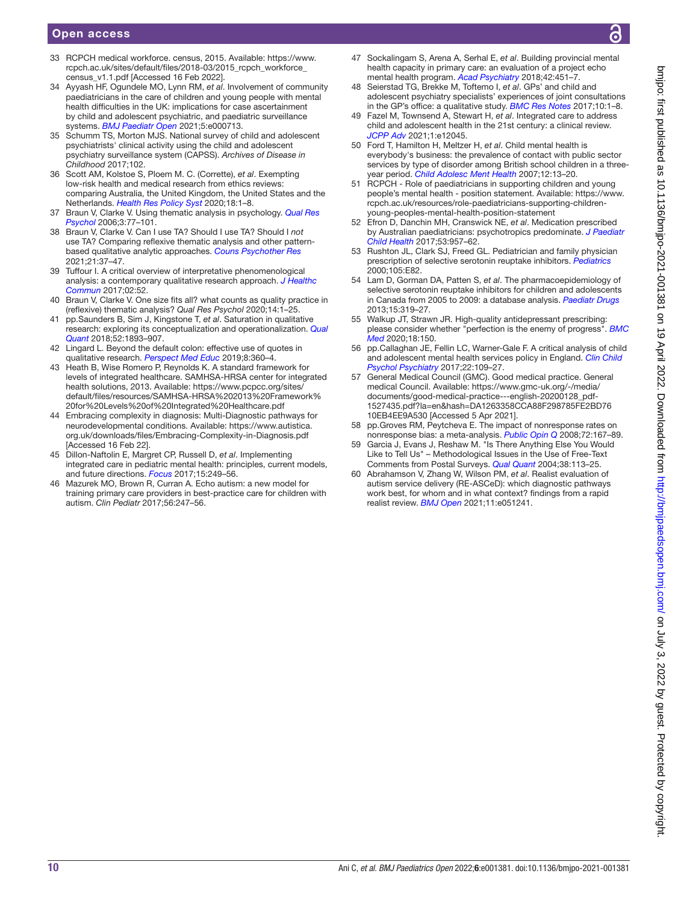33 RCPCH medical workforce. census, 2015. Available: https://www.rcpch.ac.uk/sites/default/files/2018-03/2015_rcpch_workforce_census_v1.1.pdf [Accessed 16 Feb 2022].
34 Ayyash HF, Ogundele MO, Lynn RM, *et al*. Involvement of community paediatricians in the care of children and young people with mental health difficulties in the UK: implications for case ascertainment by child and adolescent psychiatric, and paediatric surveillance systems. *BMJ Paediatr Open* 2021;5:e000713.
35 Schumm TS, Morton MJS. National survey of child and adolescent psychiatrists' clinical activity using the child and adolescent psychiatry surveillance system (CAPSS). *Archives of Disease in Childhood* 2017;102.
36 Scott AM, Kolstoe S, Ploem M. C. (Corrette), *et al*. Exempting low-risk health and medical research from ethics reviews: comparing Australia, the United Kingdom, the United States and the Netherlands. *Health Res Policy Syst* 2020;18:1–8.
37 Braun V, Clarke V. Using thematic analysis in psychology. *Qual Res Psychol* 2006;3:77–101.
38 Braun V, Clarke V. Can I use TA? Should I use TA? Should I *not* use TA? Comparing reflexive thematic analysis and other pattern-based qualitative analytic approaches. *Couns Psychother Res* 2021;21:37–47.
39 Tuffour I. A critical overview of interpretative phenomenological analysis: a contemporary qualitative research approach. *J Healthc Commun* 2017;02:52.
40 Braun V, Clarke V. One size fits all? what counts as quality practice in (reflexive) thematic analysis? *Qual Res Psychol* 2020;14:1–25.
41 pp.Saunders B, Sim J, Kingstone T, *et al*. Saturation in qualitative research: exploring its conceptualization and operationalization. *Qual Quant* 2018;52:1893–907.
42 Lingard L. Beyond the default colon: effective use of quotes in qualitative research. *Perspect Med Educ* 2019;8:360–4.
43 Heath B, Wise Romero P, Reynolds K. A standard framework for levels of integrated healthcare. SAMHSA-HRSA center for integrated health solutions, 2013. Available: https://www.pcpcc.org/sites/default/files/resources/SAMHSA-HRSA%202013%20Framework%20for%20Levels%20of%20Integrated%20Healthcare.pdf
44 Embracing complexity in diagnosis: Multi-Diagnostic pathways for neurodevelopmental conditions. Available: https://www.autistica.org.uk/downloads/files/Embracing-Complexity-in-Diagnosis.pdf [Accessed 16 Feb 22].
45 Dillon-Naftolin E, Margret CP, Russell D, *et al*. Implementing integrated care in pediatric mental health: principles, current models, and future directions. *Focus* 2017;15:249–56.
46 Mazurek MO, Brown R, Curran A. Echo autism: a new model for training primary care providers in best-practice care for children with autism. *Clin Pediatr* 2017;56:247–56.
47 Sockalingam S, Arena A, Serhal E, *et al*. Building provincial mental health capacity in primary care: an evaluation of a project echo mental health program. *Acad Psychiatry* 2018;42:451–7.
48 Seierstad TG, Brekke M, Toftemo I, *et al*. GPs' and child and adolescent psychiatry specialists' experiences of joint consultations in the GP's office: a qualitative study. *BMC Res Notes* 2017;10:1–8.
49 Fazel M, Townsend A, Stewart H, *et al*. Integrated care to address child and adolescent health in the 21st century: a clinical review. *JCPP Adv* 2021;1:e12045.
50 Ford T, Hamilton H, Meltzer H, *et al*. Child mental health is everybody's business: the prevalence of contact with public sector services by type of disorder among British school children in a three-year period. *Child Adolesc Ment Health* 2007;12:13–20.
51 RCPCH - Role of paediatricians in supporting children and young people's mental health - position statement. Available: https://www.rcpch.ac.uk/resources/role-paediatricians-supporting-children-young-peoples-mental-health-position-statement
52 Efron D, Danchin MH, Cranswick NE, *et al*. Medication prescribed by Australian paediatricians: psychotropics predominate. *J Paediatr Child Health* 2017;53:957–62.
53 Rushton JL, Clark SJ, Freed GL. Pediatrician and family physician prescription of selective serotonin reuptake inhibitors. *Pediatrics* 2000;105:E82.
54 Lam D, Gorman DA, Patten S, *et al*. The pharmacoepidemiology of selective serotonin reuptake inhibitors for children and adolescents in Canada from 2005 to 2009: a database analysis. *Paediatr Drugs* 2013;15:319–27.
55 Walkup JT, Strawn JR. High-quality antidepressant prescribing: please consider whether "perfection is the enemy of progress". *BMC Med* 2020;18:150.
56 pp.Callaghan JE, Fellin LC, Warner-Gale F. A critical analysis of child and adolescent mental health services policy in England. *Clin Child Psychol Psychiatry* 2017;22:109–27.
57 General Medical Council (GMC). Good medical practice. General medical Council. Available: https://www.gmc-uk.org/-/media/documents/good-medical-practice---english-20200128_pdf-1527435.pdf?la=en&hash=DA1263358CCA88F298785FE2BD7610EB4EE9A530 [Accessed 5 Apr 2021].
58 pp.Groves RM, Peytcheva E. The impact of nonresponse rates on nonresponse bias: a meta-analysis. *Public Opin Q* 2008;72:167–89.
59 Garcia J, Evans J, Reshaw M. "Is There Anything Else You Would Like to Tell Us" – Methodological Issues in the Use of Free-Text Comments from Postal Surveys. *Qual Quant* 2004;38:113–25.
60 Abrahamson V, Zhang W, Wilson PM, *et al*. Realist evaluation of autism service delivery (RE-ASCeD): which diagnostic pathways work best, for whom and in what context? findings from a rapid realist review. *BMJ Open* 2021;11:e051241.